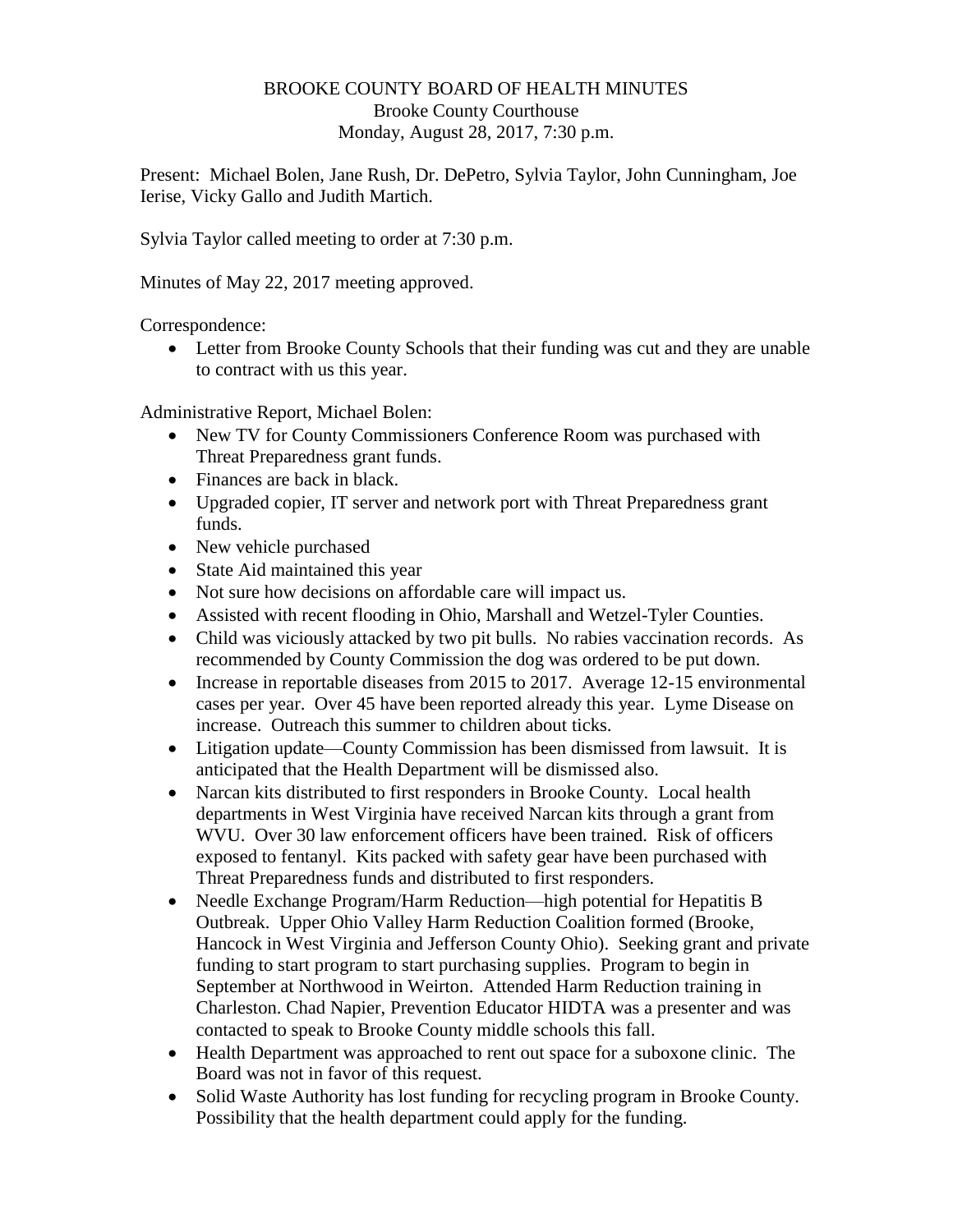BROOKE COUNTY BOARD OF HEALTH MINUTES
Brooke County Courthouse
Monday, August 28, 2017, 7:30 p.m.

Present: Michael Bolen, Jane Rush, Dr. DePetro, Sylvia Taylor, John Cunningham, Joe Ierise, Vicky Gallo and Judith Martich.

Sylvia Taylor called meeting to order at 7:30 p.m.

Minutes of May 22, 2017 meeting approved.

Correspondence:

- Letter from Brooke County Schools that their funding was cut and they are unable to contract with us this year.

Administrative Report, Michael Bolen:

- New TV for County Commissioners Conference Room was purchased with Threat Preparedness grant funds.
- Finances are back in black.
- Upgraded copier, IT server and network port with Threat Preparedness grant funds.
- New vehicle purchased
- State Aid maintained this year
- Not sure how decisions on affordable care will impact us.
- Assisted with recent flooding in Ohio, Marshall and Wetzel-Tyler Counties.
- Child was viciously attacked by two pit bulls. No rabies vaccination records. As recommended by County Commission the dog was ordered to be put down.
- Increase in reportable diseases from 2015 to 2017. Average 12-15 environmental cases per year. Over 45 have been reported already this year. Lyme Disease on increase. Outreach this summer to children about ticks.
- Litigation update—County Commission has been dismissed from lawsuit. It is anticipated that the Health Department will be dismissed also.
- Narcan kits distributed to first responders in Brooke County. Local health departments in West Virginia have received Narcan kits through a grant from WVU. Over 30 law enforcement officers have been trained. Risk of officers exposed to fentanyl. Kits packed with safety gear have been purchased with Threat Preparedness funds and distributed to first responders.
- Needle Exchange Program/Harm Reduction—high potential for Hepatitis B Outbreak. Upper Ohio Valley Harm Reduction Coalition formed (Brooke, Hancock in West Virginia and Jefferson County Ohio). Seeking grant and private funding to start program to start purchasing supplies. Program to begin in September at Northwood in Weirton. Attended Harm Reduction training in Charleston. Chad Napier, Prevention Educator HIDTA was a presenter and was contacted to speak to Brooke County middle schools this fall.
- Health Department was approached to rent out space for a suboxone clinic. The Board was not in favor of this request.
- Solid Waste Authority has lost funding for recycling program in Brooke County. Possibility that the health department could apply for the funding.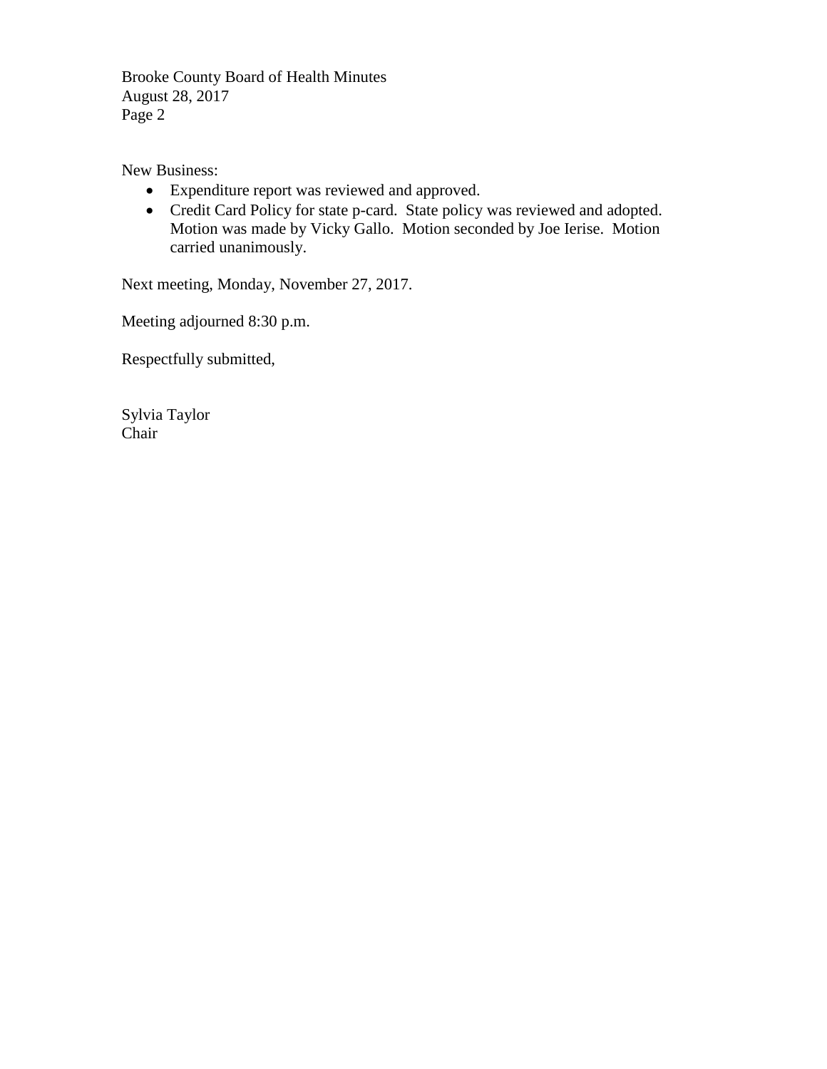New Business:

- Expenditure report was reviewed and approved.
- Credit Card Policy for state p-card. State policy was reviewed and adopted. Motion was made by Vicky Gallo. Motion seconded by Joe Ierise. Motion carried unanimously.

Next meeting, Monday, November 27, 2017.

Meeting adjourned 8:30 p.m.

Respectfully submitted,

Sylvia Taylor
Chair